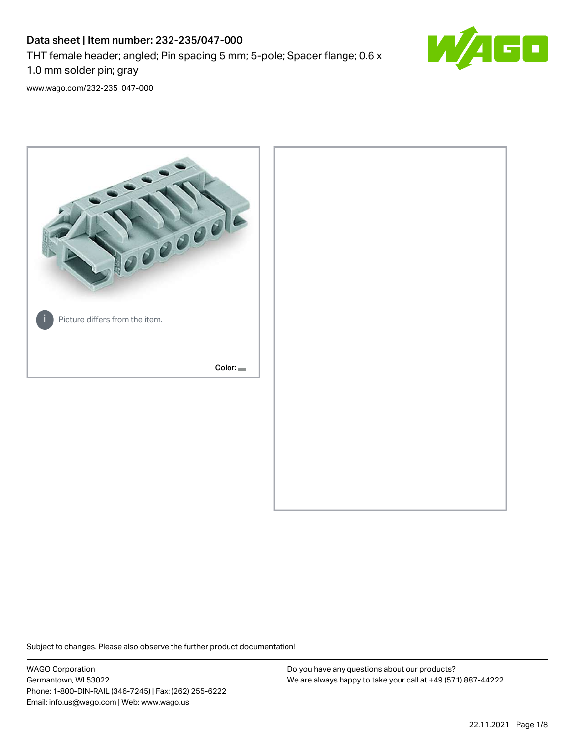# Data sheet | Item number: 232-235/047-000

THT female header; angled; Pin spacing 5 mm; 5-pole; Spacer flange; 0.6 x 1.0 mm solder pin; gray

www.wago.com/232-235_047-000

Picture differs from the item.

Color:

Subject to changes. Please also observe the further product documentation!

WAGO Corporation
Germantown, WI 53022
Phone: 1-800-DIN-RAIL (346-7245) | Fax: (262) 255-6222
Email: info.us@wago.com | Web: www.wago.us

Do you have any questions about our products?
We are always happy to take your call at +49 (571) 887-44222.

22.11.2021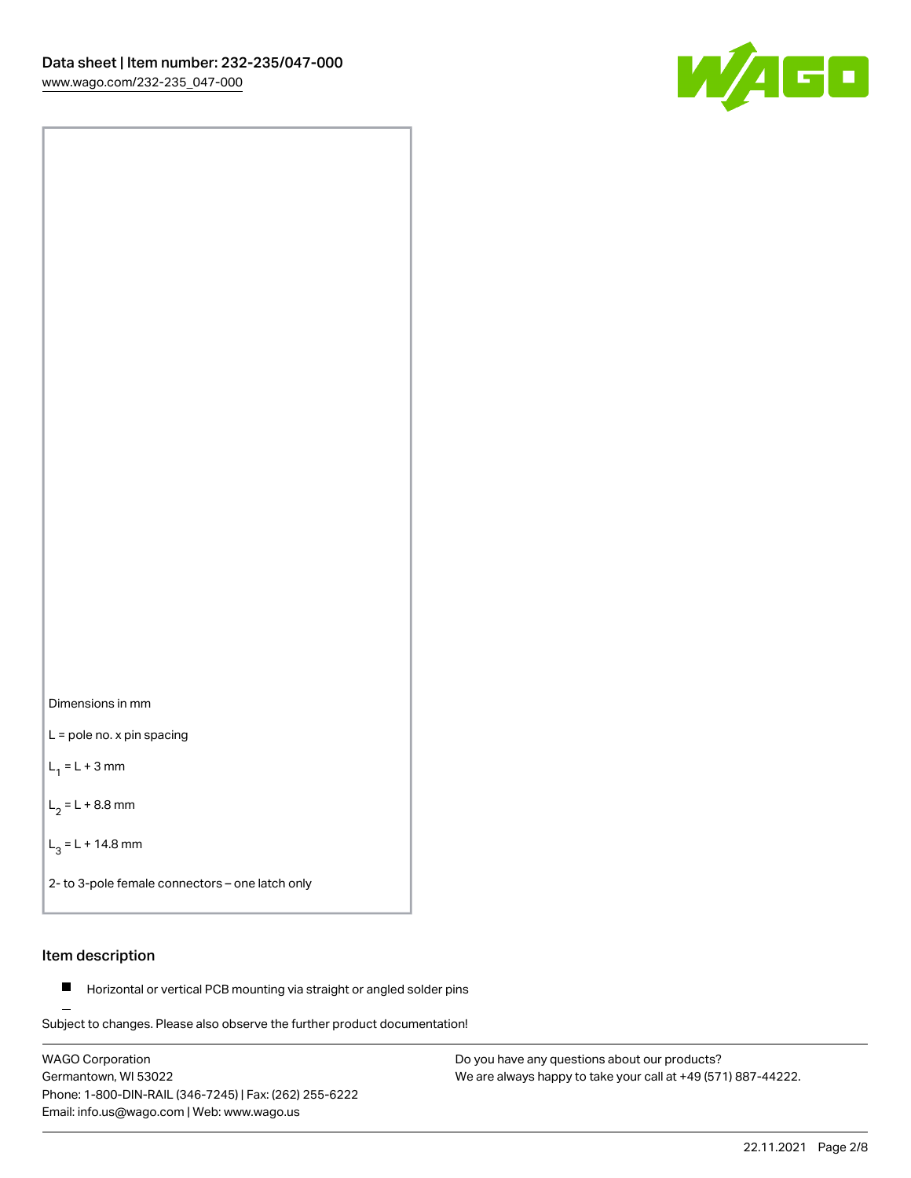Dimensions in mm

L = pole no. x pin spacing

$L_1$ = L + 3 mm

$L_2$ = L + 8.8 mm

$L_3$ = L + 14.8 mm

2- to 3-pole female connectors – one latch only

## Item description

- Horizontal or vertical PCB mounting via straight or angled solder pins

Subject to changes. Please also observe the further product documentation!

WAGO Corporation
Germantown, WI 53022
Phone: 1-800-DIN-RAIL (346-7245) | Fax: (262) 255-6222
Email: info.us@wago.com | Web: www.wago.us

Do you have any questions about our products?
We are always happy to take your call at +49 (571) 887-44222.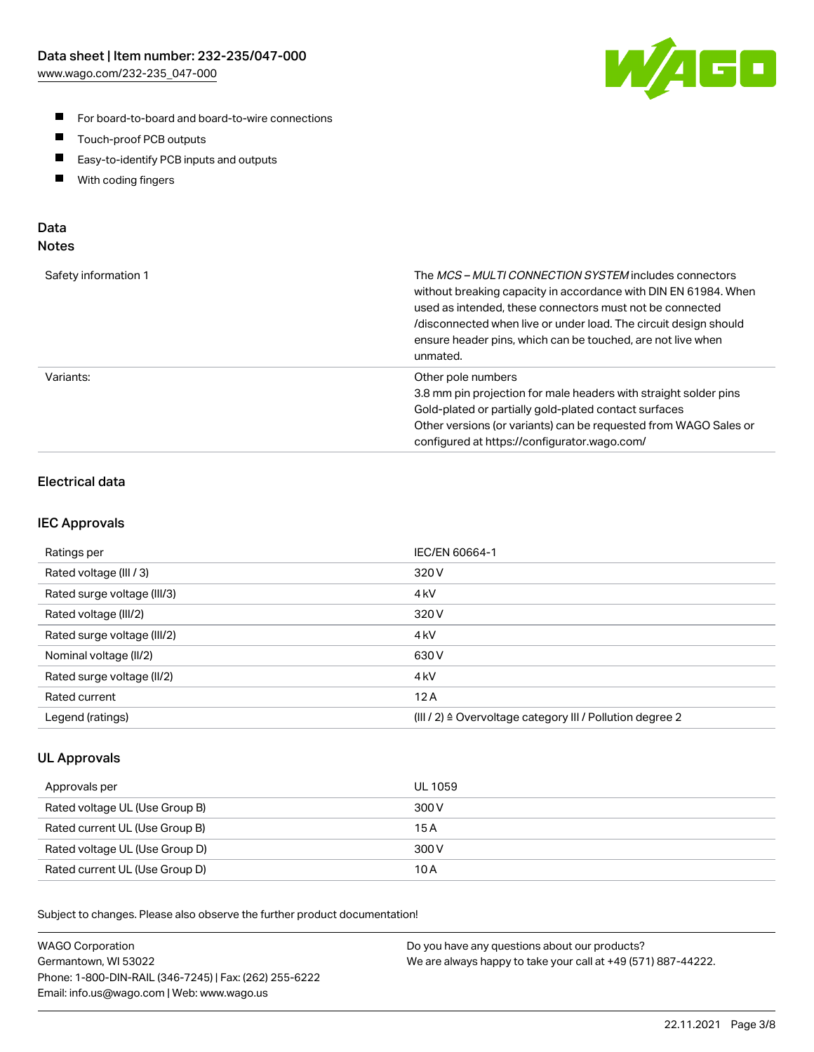- For board-to-board and board-to-wire connections
- Touch-proof PCB outputs
- Easy-to-identify PCB inputs and outputs
- With coding fingers

## Data

### Notes

| | |
|---|---|
| Safety information 1 | The *MCS – MULTI CONNECTION SYSTEM* includes connectors without breaking capacity in accordance with DIN EN 61984. When used as intended, these connectors must not be connected /disconnected when live or under load. The circuit design should ensure header pins, which can be touched, are not live when unmated. |
| Variants: | Other pole numbers<br>3.8 mm pin projection for male headers with straight solder pins<br>Gold-plated or partially gold-plated contact surfaces<br>Other versions (or variants) can be requested from WAGO Sales or configured at https://configurator.wago.com/ |

### Electrical data

### IEC Approvals

| | |
|---|---|
| Ratings per | IEC/EN 60664-1 |
| Rated voltage (III / 3) | 320 V |
| Rated surge voltage (III/3) | 4 kV |
| Rated voltage (III/2) | 320 V |
| Rated surge voltage (III/2) | 4 kV |
| Nominal voltage (II/2) | 630 V |
| Rated surge voltage (II/2) | 4 kV |
| Rated current | 12 A |
| Legend (ratings) | (III / 2) ≙ Overvoltage category III / Pollution degree 2 |

### UL Approvals

| | |
|---|---|
| Approvals per | UL 1059 |
| Rated voltage UL (Use Group B) | 300 V |
| Rated current UL (Use Group B) | 15 A |
| Rated voltage UL (Use Group D) | 300 V |
| Rated current UL (Use Group D) | 10 A |

Subject to changes. Please also observe the further product documentation!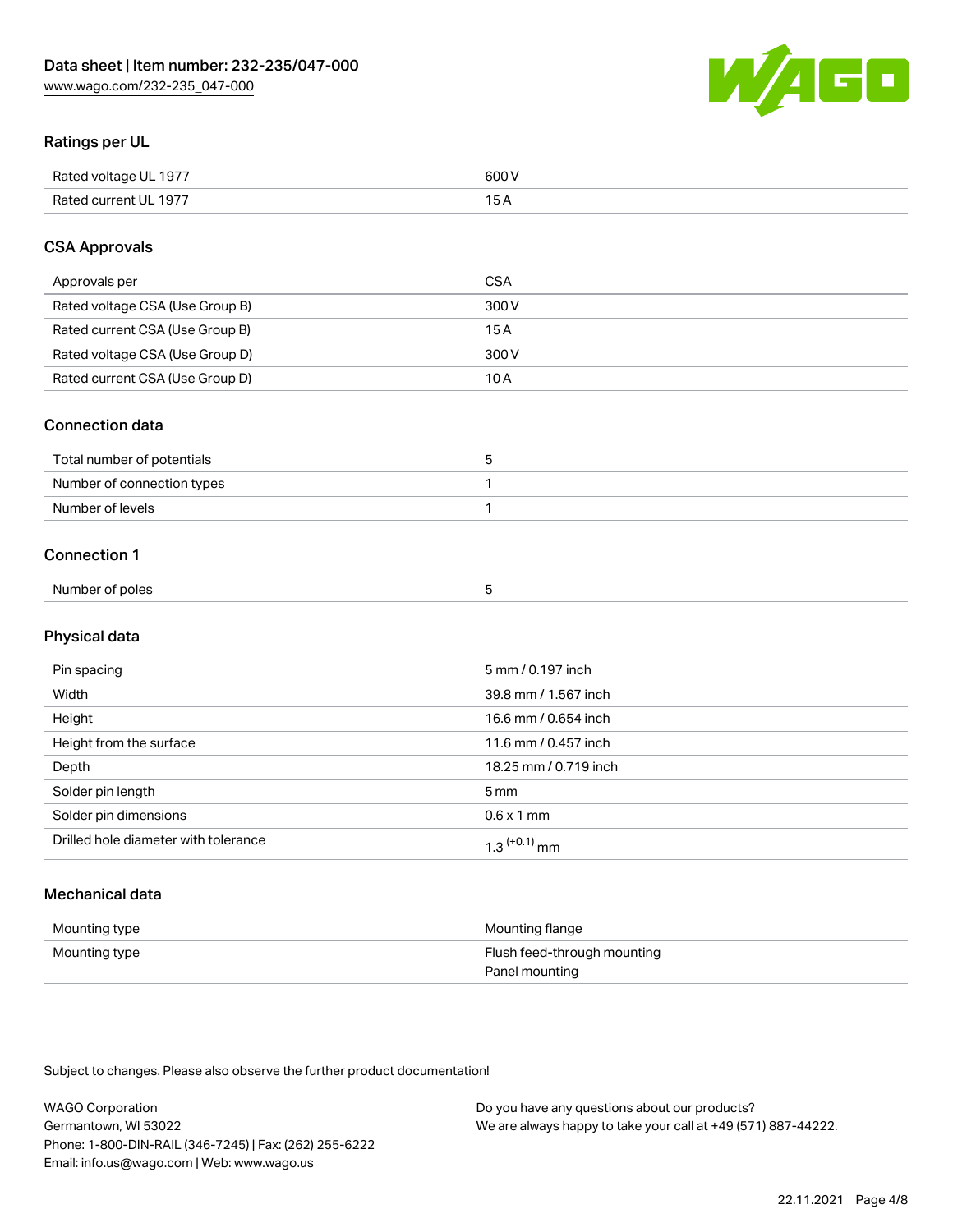## Ratings per UL

| Rated voltage UL 1977 | 600 V |
| --- | --- |
| Rated current UL 1977 | 15 A |

## CSA Approvals

| Approvals per | CSA |
| --- | --- |
| Rated voltage CSA (Use Group B) | 300 V |
| Rated current CSA (Use Group B) | 15 A |
| Rated voltage CSA (Use Group D) | 300 V |
| Rated current CSA (Use Group D) | 10 A |

## Connection data

| Total number of potentials | 5 |
| --- | --- |
| Number of connection types | 1 |
| Number of levels | 1 |

## Connection 1

| Number of poles | 5 |
| --- | --- |

## Physical data

| Pin spacing | 5 mm / 0.197 inch |
| --- | --- |
| Width | 39.8 mm / 1.567 inch |
| Height | 16.6 mm / 0.654 inch |
| Height from the surface | 11.6 mm / 0.457 inch |
| Depth | 18.25 mm / 0.719 inch |
| Solder pin length | 5 mm |
| Solder pin dimensions | 0.6 x 1 mm |
| Drilled hole diameter with tolerance | $1.3^{(+0.1)}$ mm |

## Mechanical data

| Mounting type | Mounting flange |
| --- | --- |
| Mounting type | Flush feed-through mounting<br>Panel mounting |

Subject to changes. Please also observe the further product documentation!

WAGO Corporation
Germantown, WI 53022
Phone: 1-800-DIN-RAIL (346-7245) | Fax: (262) 255-6222
Email: info.us@wago.com | Web: www.wago.us

Do you have any questions about our products?
We are always happy to take your call at +49 (571) 887-44222.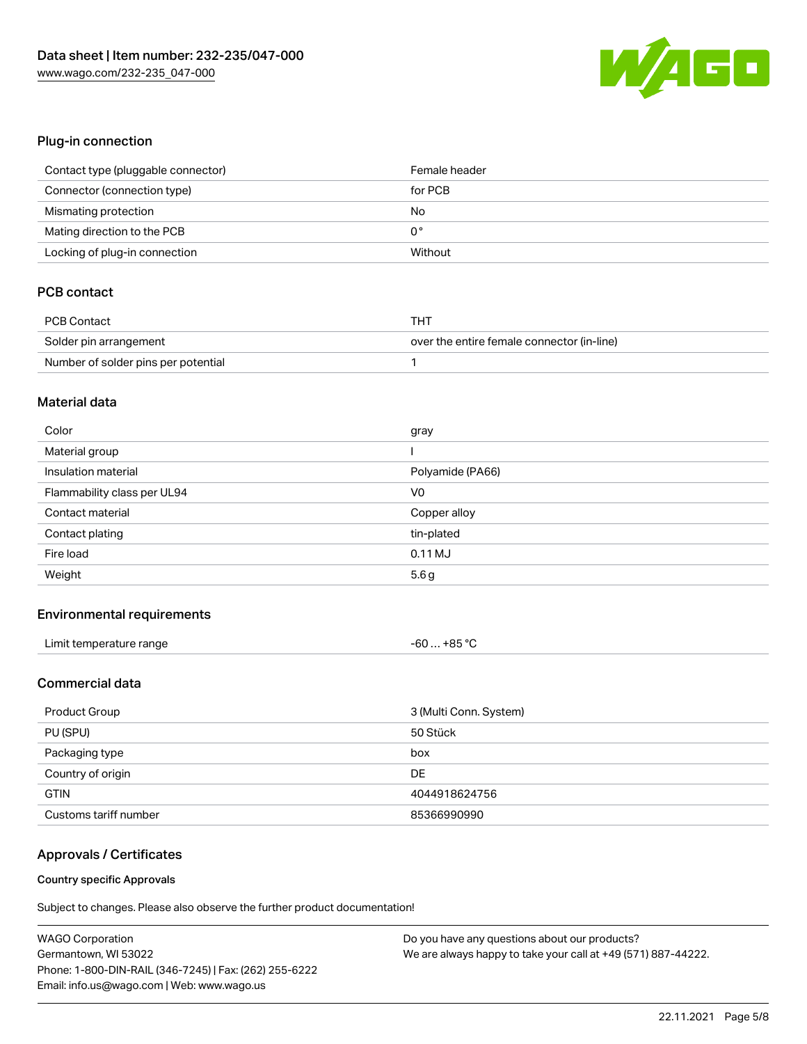## Plug-in connection

| | |
|---|---|
| Contact type (pluggable connector) | Female header |
| Connector (connection type) | for PCB |
| Mismating protection | No |
| Mating direction to the PCB | 0 ° |
| Locking of plug-in connection | Without |

## PCB contact

| | |
|---|---|
| PCB Contact | THT |
| Solder pin arrangement | over the entire female connector (in-line) |
| Number of solder pins per potential | 1 |

## Material data

| | |
|---|---|
| Color | gray |
| Material group | I |
| Insulation material | Polyamide (PA66) |
| Flammability class per UL94 | V0 |
| Contact material | Copper alloy |
| Contact plating | tin-plated |
| Fire load | 0.11 MJ |
| Weight | 5.6 g |

## Environmental requirements

| | |
|---|---|
| Limit temperature range | -60 … +85 °C |

## Commercial data

| | |
|---|---|
| Product Group | 3 (Multi Conn. System) |
| PU (SPU) | 50 Stück |
| Packaging type | box |
| Country of origin | DE |
| GTIN | 4044918624756 |
| Customs tariff number | 85366990990 |

## Approvals / Certificates

### Country specific Approvals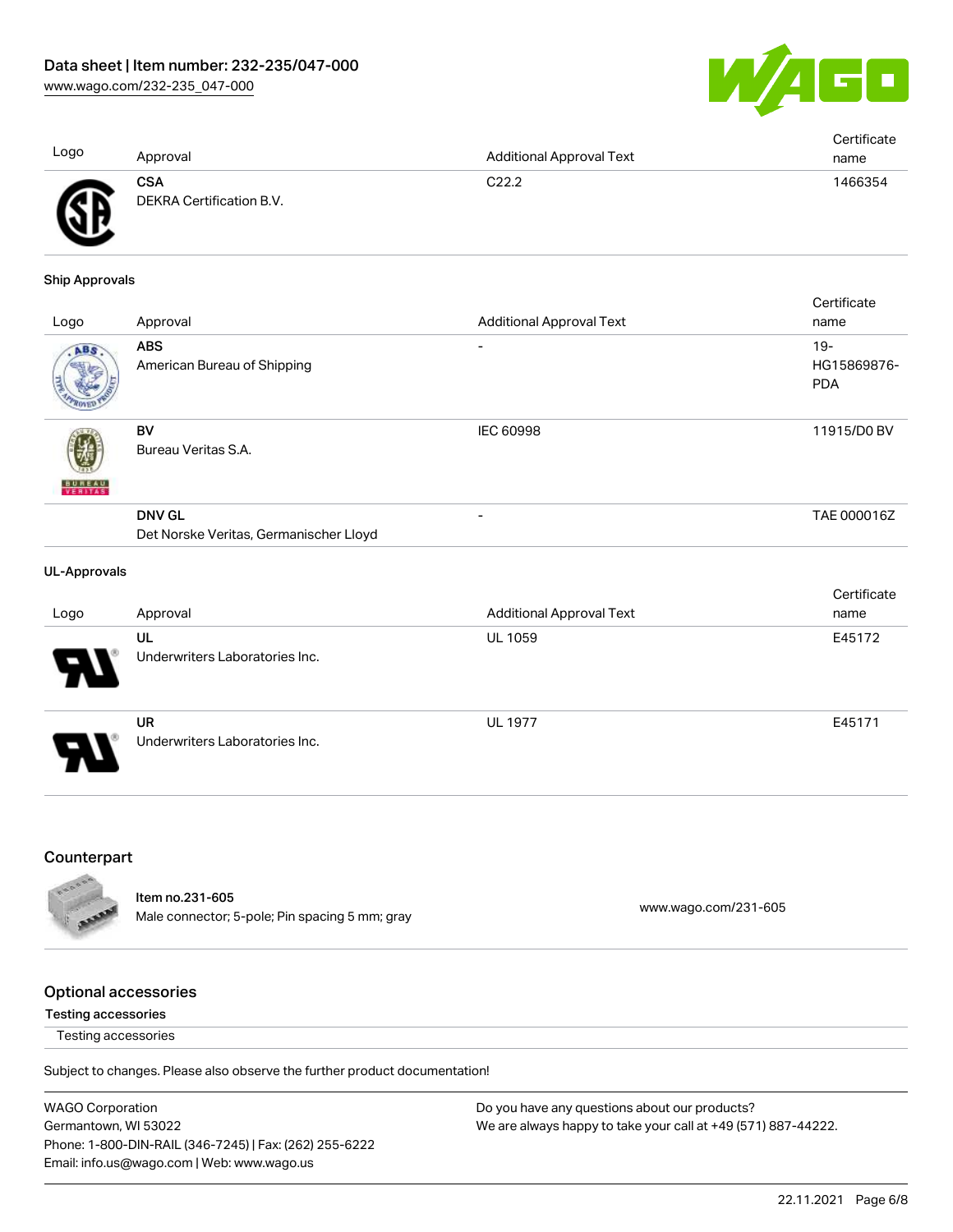| Logo | Approval | Additional Approval Text | Certificate name |
| --- | --- | --- | --- |
| | **CSA** DEKRA Certification B.V. | C22.2 | 1466354 |

**Ship Approvals**

| Logo | Approval | Additional Approval Text | Certificate name |
| --- | --- | --- | --- |
| | **ABS** American Bureau of Shipping | - | 19-HG15869876-PDA |
| | **BV** Bureau Veritas S.A. | IEC 60998 | 11915/D0 BV |
| | **DNV GL** Det Norske Veritas, Germanischer Lloyd | - | TAE 000016Z |

**UL-Approvals**

| Logo | Approval | Additional Approval Text | Certificate name |
| --- | --- | --- | --- |
| | **UL** Underwriters Laboratories Inc. | UL 1059 | E45172 |
| | **UR** Underwriters Laboratories Inc. | UL 1977 | E45171 |

## Counterpart

Item no.231-605
Male connector; 5-pole; Pin spacing 5 mm; gray

www.wago.com/231-605

## Optional accessories

**Testing accessories**

Testing accessories

Subject to changes. Please also observe the further product documentation!

WAGO Corporation
Germantown, WI 53022
Phone: 1-800-DIN-RAIL (346-7245) | Fax: (262) 255-6222
Email: info.us@wago.com | Web: www.wago.us

Do you have any questions about our products?
We are always happy to take your call at +49 (571) 887-44222.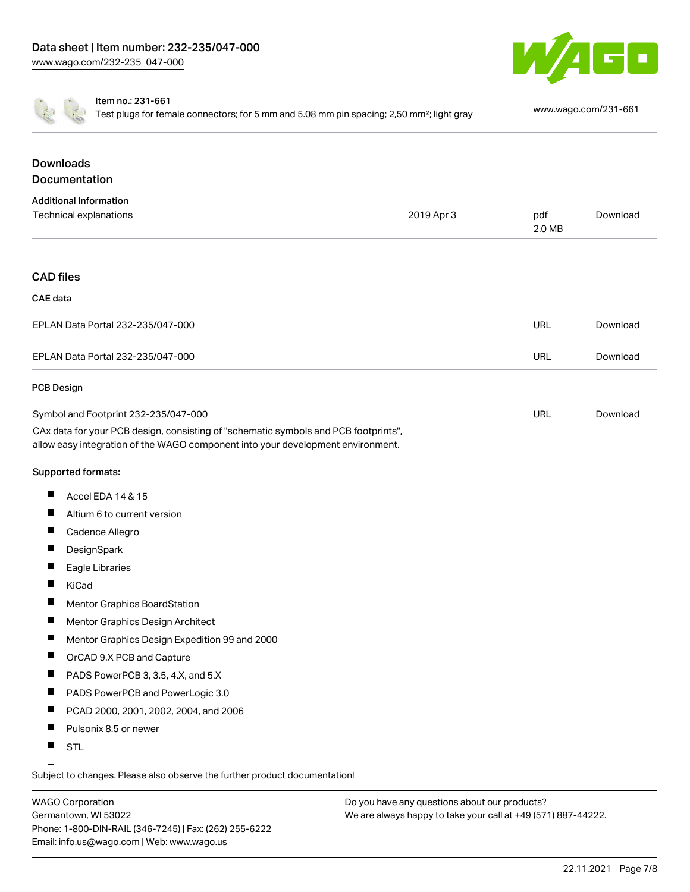Item no.: 231-661
Test plugs for female connectors; for 5 mm and 5.08 mm pin spacing; 2,50 mm²; light gray

www.wago.com/231-661

## Downloads

## Documentation

### Additional Information

| | | | |
|---|---|---|---|
| Technical explanations | 2019 Apr 3 | pdf 2.0 MB | Download |

## CAD files

### CAE data

| | | |
|---|---|---|
| EPLAN Data Portal 232-235/047-000 | URL | Download |
| EPLAN Data Portal 232-235/047-000 | URL | Download |

### PCB Design

| | | |
|---|---|---|
| Symbol and Footprint 232-235/047-000 | URL | Download |

CAx data for your PCB design, consisting of "schematic symbols and PCB footprints", allow easy integration of the WAGO component into your development environment.

**Supported formats:**

- Accel EDA 14 & 15
- Altium 6 to current version
- Cadence Allegro
- DesignSpark
- Eagle Libraries
- KiCad
- Mentor Graphics BoardStation
- Mentor Graphics Design Architect
- Mentor Graphics Design Expedition 99 and 2000
- OrCAD 9.X PCB and Capture
- PADS PowerPCB 3, 3.5, 4.X, and 5.X
- PADS PowerPCB and PowerLogic 3.0
- PCAD 2000, 2001, 2002, 2004, and 2006
- Pulsonix 8.5 or newer
- STL

Subject to changes. Please also observe the further product documentation!

WAGO Corporation
Germantown, WI 53022
Phone: 1-800-DIN-RAIL (346-7245) | Fax: (262) 255-6222
Email: info.us@wago.com | Web: www.wago.us

Do you have any questions about our products?
We are always happy to take your call at +49 (571) 887-44222.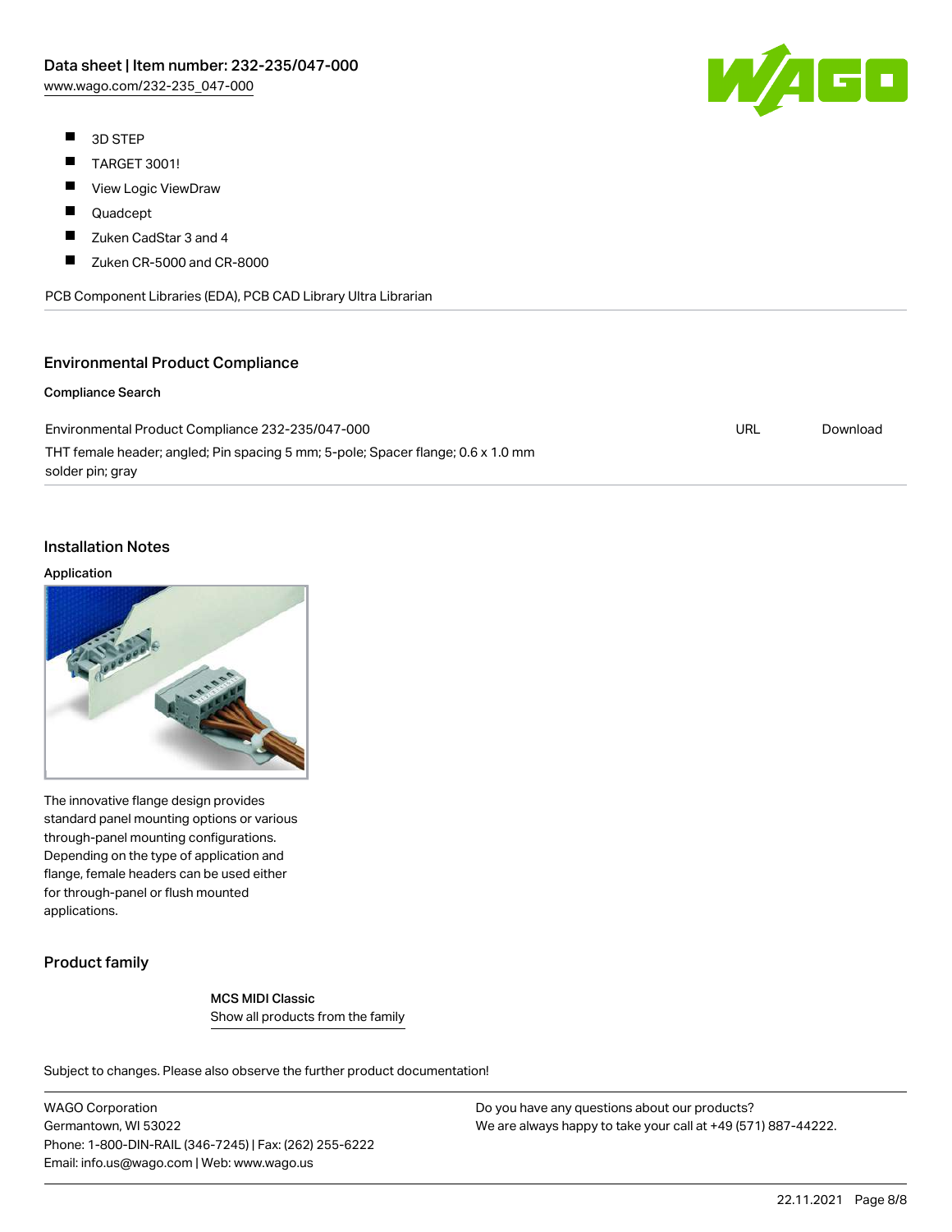- 3D STEP
- TARGET 3001!
- View Logic ViewDraw
- Quadcept
- Zuken CadStar 3 and 4
- Zuken CR-5000 and CR-8000

PCB Component Libraries (EDA), PCB CAD Library Ultra Librarian

## Environmental Product Compliance

### Compliance Search

| | | |
|---|---|---|
| Environmental Product Compliance 232-235/047-000<br>THT female header; angled; Pin spacing 5 mm; 5-pole; Spacer flange; 0.6 x 1.0 mm solder pin; gray | URL | Download |

## Installation Notes

### Application

The innovative flange design provides standard panel mounting options or various through-panel mounting configurations. Depending on the type of application and flange, female headers can be used either for through-panel or flush mounted applications.

## Product family

MCS MIDI Classic
Show all products from the family

Subject to changes. Please also observe the further product documentation!

WAGO Corporation
Germantown, WI 53022
Phone: 1-800-DIN-RAIL (346-7245) | Fax: (262) 255-6222
Email: info.us@wago.com | Web: www.wago.us

Do you have any questions about our products?
We are always happy to take your call at +49 (571) 887-44222.